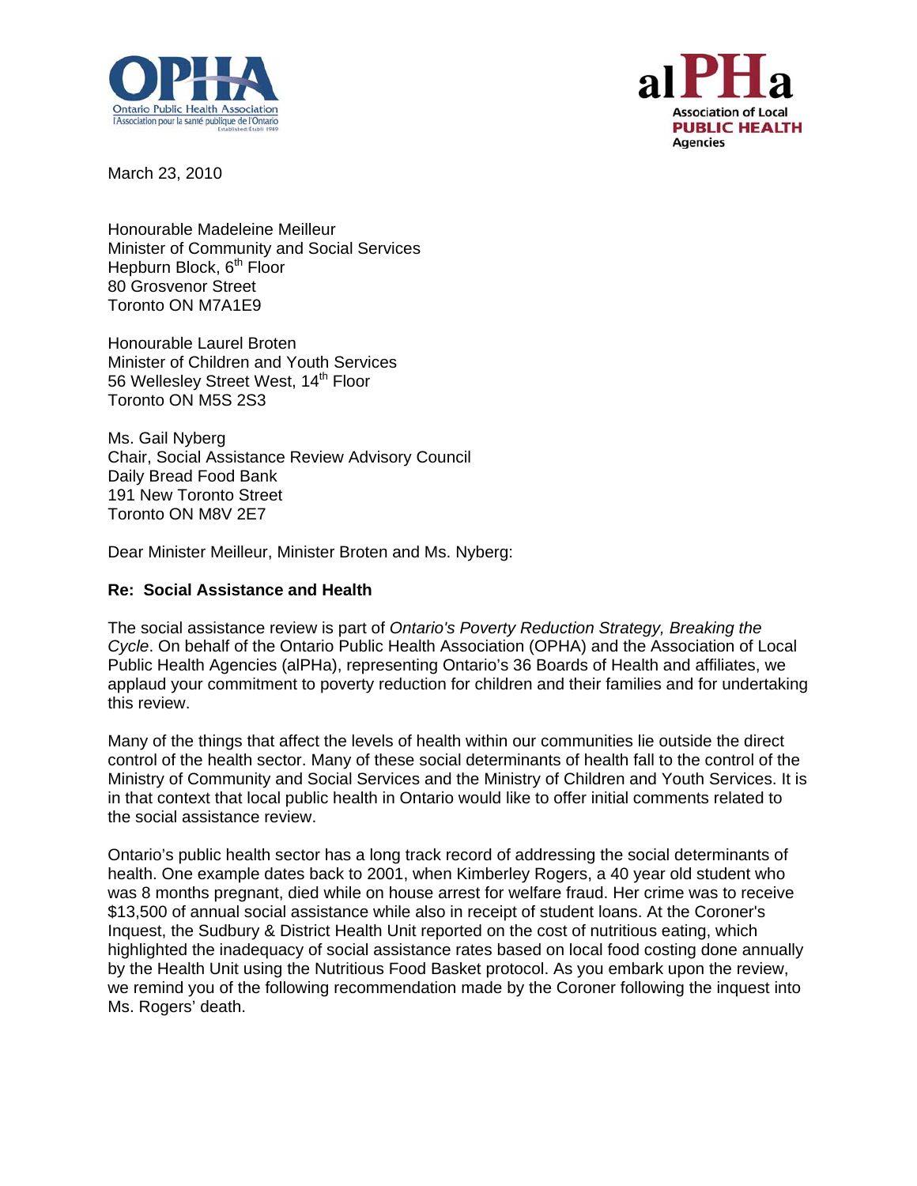March 23, 2010

Honourable Madeleine Meilleur
Minister of Community and Social Services
Hepburn Block, 6th Floor
80 Grosvenor Street
Toronto ON M7A1E9

Honourable Laurel Broten
Minister of Children and Youth Services
56 Wellesley Street West, 14th Floor
Toronto ON M5S 2S3

Ms. Gail Nyberg
Chair, Social Assistance Review Advisory Council
Daily Bread Food Bank
191 New Toronto Street
Toronto ON M8V 2E7

Dear Minister Meilleur, Minister Broten and Ms. Nyberg:

**Re: Social Assistance and Health**

The social assistance review is part of *Ontario's Poverty Reduction Strategy, Breaking the Cycle*. On behalf of the Ontario Public Health Association (OPHA) and the Association of Local Public Health Agencies (alPHa), representing Ontario's 36 Boards of Health and affiliates, we applaud your commitment to poverty reduction for children and their families and for undertaking this review.

Many of the things that affect the levels of health within our communities lie outside the direct control of the health sector. Many of these social determinants of health fall to the control of the Ministry of Community and Social Services and the Ministry of Children and Youth Services. It is in that context that local public health in Ontario would like to offer initial comments related to the social assistance review.

Ontario's public health sector has a long track record of addressing the social determinants of health. One example dates back to 2001, when Kimberley Rogers, a 40 year old student who was 8 months pregnant, died while on house arrest for welfare fraud. Her crime was to receive $13,500 of annual social assistance while also in receipt of student loans. At the Coroner's Inquest, the Sudbury & District Health Unit reported on the cost of nutritious eating, which highlighted the inadequacy of social assistance rates based on local food costing done annually by the Health Unit using the Nutritious Food Basket protocol. As you embark upon the review, we remind you of the following recommendation made by the Coroner following the inquest into Ms. Rogers' death.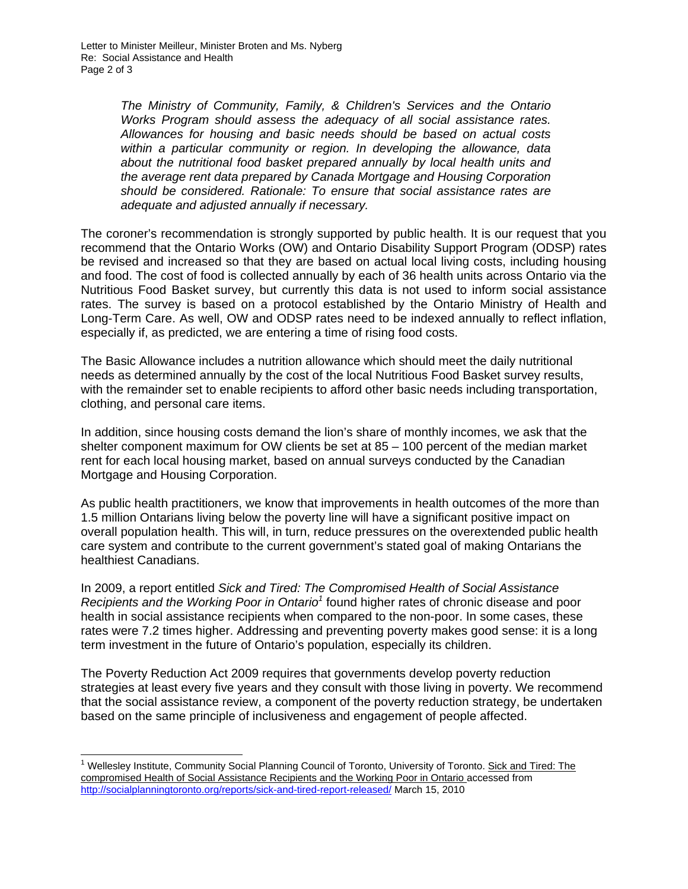*The Ministry of Community, Family, & Children's Services and the Ontario Works Program should assess the adequacy of all social assistance rates. Allowances for housing and basic needs should be based on actual costs within a particular community or region. In developing the allowance, data about the nutritional food basket prepared annually by local health units and the average rent data prepared by Canada Mortgage and Housing Corporation should be considered. Rationale: To ensure that social assistance rates are adequate and adjusted annually if necessary.*

The coroner's recommendation is strongly supported by public health. It is our request that you recommend that the Ontario Works (OW) and Ontario Disability Support Program (ODSP) rates be revised and increased so that they are based on actual local living costs, including housing and food. The cost of food is collected annually by each of 36 health units across Ontario via the Nutritious Food Basket survey, but currently this data is not used to inform social assistance rates. The survey is based on a protocol established by the Ontario Ministry of Health and Long-Term Care. As well, OW and ODSP rates need to be indexed annually to reflect inflation, especially if, as predicted, we are entering a time of rising food costs.

The Basic Allowance includes a nutrition allowance which should meet the daily nutritional needs as determined annually by the cost of the local Nutritious Food Basket survey results, with the remainder set to enable recipients to afford other basic needs including transportation, clothing, and personal care items.

In addition, since housing costs demand the lion's share of monthly incomes, we ask that the shelter component maximum for OW clients be set at 85 – 100 percent of the median market rent for each local housing market, based on annual surveys conducted by the Canadian Mortgage and Housing Corporation.

As public health practitioners, we know that improvements in health outcomes of the more than 1.5 million Ontarians living below the poverty line will have a significant positive impact on overall population health. This will, in turn, reduce pressures on the overextended public health care system and contribute to the current government's stated goal of making Ontarians the healthiest Canadians.

In 2009, a report entitled *Sick and Tired: The Compromised Health of Social Assistance Recipients and the Working Poor in Ontario*[1] found higher rates of chronic disease and poor health in social assistance recipients when compared to the non-poor. In some cases, these rates were 7.2 times higher. Addressing and preventing poverty makes good sense: it is a long term investment in the future of Ontario's population, especially its children.

The Poverty Reduction Act 2009 requires that governments develop poverty reduction strategies at least every five years and they consult with those living in poverty. We recommend that the social assistance review, a component of the poverty reduction strategy, be undertaken based on the same principle of inclusiveness and engagement of people affected.

---

[1] Wellesley Institute, Community Social Planning Council of Toronto, University of Toronto. Sick and Tired: The compromised Health of Social Assistance Recipients and the Working Poor in Ontario accessed from http://socialplanningtoronto.org/reports/sick-and-tired-report-released/ March 15, 2010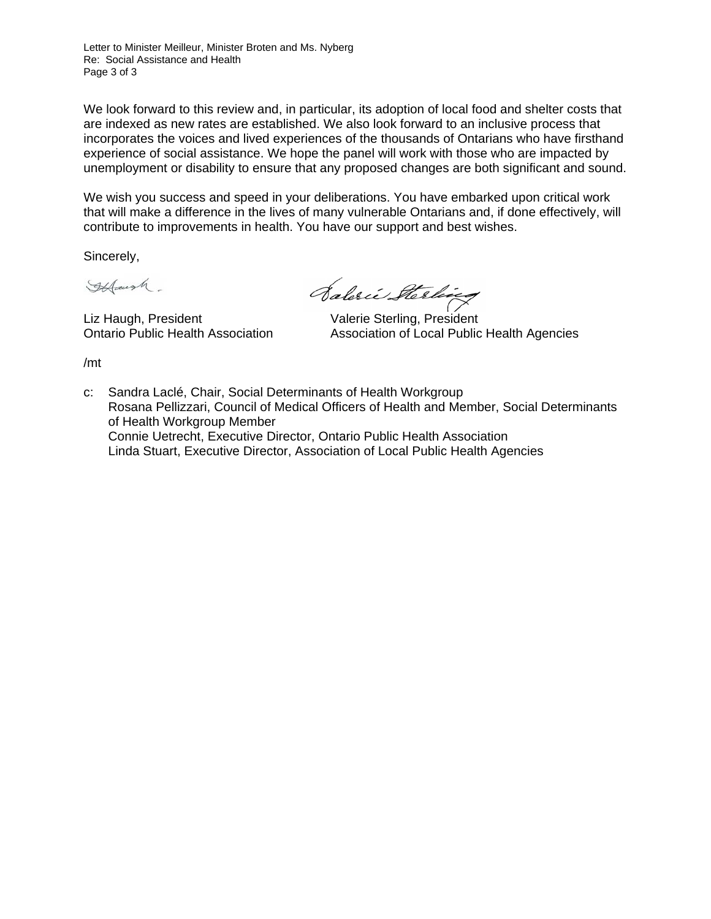We look forward to this review and, in particular, its adoption of local food and shelter costs that are indexed as new rates are established. We also look forward to an inclusive process that incorporates the voices and lived experiences of the thousands of Ontarians who have firsthand experience of social assistance. We hope the panel will work with those who are impacted by unemployment or disability to ensure that any proposed changes are both significant and sound.

We wish you success and speed in your deliberations. You have embarked upon critical work that will make a difference in the lives of many vulnerable Ontarians and, if done effectively, will contribute to improvements in health. You have our support and best wishes.

Sincerely,

| | |
|---|---|
| Liz Haugh, President | Valerie Sterling, President |
| Ontario Public Health Association | Association of Local Public Health Agencies |

/mt

c: Sandra Laclé, Chair, Social Determinants of Health Workgroup
Rosana Pellizzari, Council of Medical Officers of Health and Member, Social Determinants of Health Workgroup Member
Connie Uetrecht, Executive Director, Ontario Public Health Association
Linda Stuart, Executive Director, Association of Local Public Health Agencies